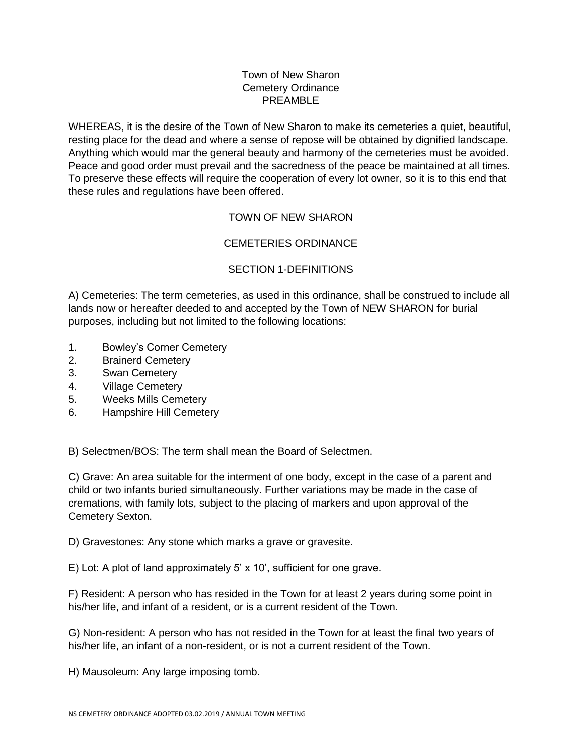# Town of New Sharon
# Cemetery Ordinance
## PREAMBLE

WHEREAS, it is the desire of the Town of New Sharon to make its cemeteries a quiet, beautiful, resting place for the dead and where a sense of repose will be obtained by dignified landscape. Anything which would mar the general beauty and harmony of the cemeteries must be avoided. Peace and good order must prevail and the sacredness of the peace be maintained at all times. To preserve these effects will require the cooperation of every lot owner, so it is to this end that these rules and regulations have been offered.

## TOWN OF NEW SHARON

## CEMETERIES ORDINANCE

### SECTION 1-DEFINITIONS

A) Cemeteries: The term cemeteries, as used in this ordinance, shall be construed to include all lands now or hereafter deeded to and accepted by the Town of NEW SHARON for burial purposes, including but not limited to the following locations:

1. Bowley's Corner Cemetery
2. Brainerd Cemetery
3. Swan Cemetery
4. Village Cemetery
5. Weeks Mills Cemetery
6. Hampshire Hill Cemetery

B) Selectmen/BOS: The term shall mean the Board of Selectmen.

C) Grave: An area suitable for the interment of one body, except in the case of a parent and child or two infants buried simultaneously. Further variations may be made in the case of cremations, with family lots, subject to the placing of markers and upon approval of the Cemetery Sexton.

D) Gravestones: Any stone which marks a grave or gravesite.

E) Lot: A plot of land approximately 5' x 10', sufficient for one grave.

F) Resident: A person who has resided in the Town for at least 2 years during some point in his/her life, and infant of a resident, or is a current resident of the Town.

G) Non-resident: A person who has not resided in the Town for at least the final two years of his/her life, an infant of a non-resident, or is not a current resident of the Town.

H) Mausoleum: Any large imposing tomb.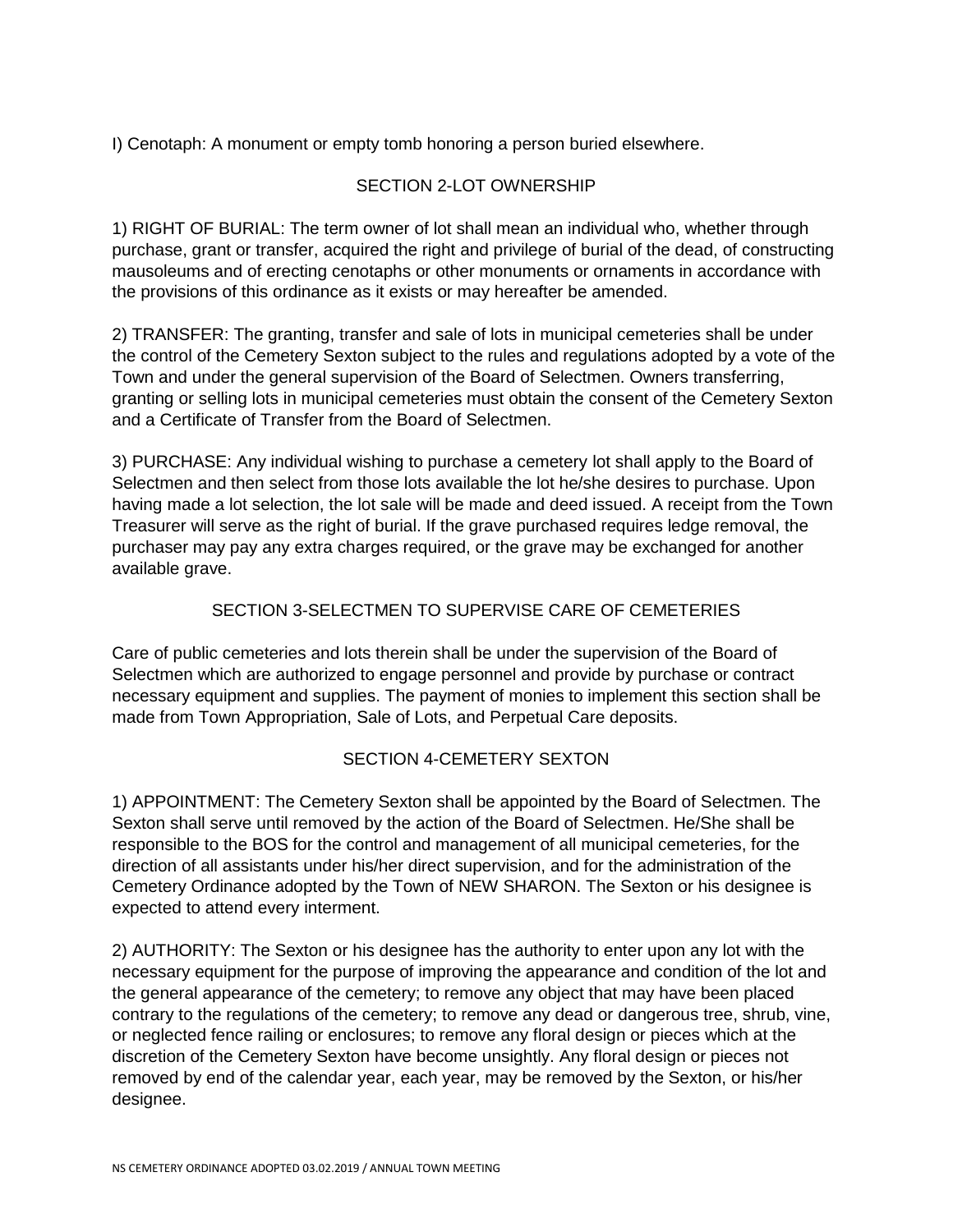I) Cenotaph: A monument or empty tomb honoring a person buried elsewhere.

## SECTION 2-LOT OWNERSHIP

1) RIGHT OF BURIAL: The term owner of lot shall mean an individual who, whether through purchase, grant or transfer, acquired the right and privilege of burial of the dead, of constructing mausoleums and of erecting cenotaphs or other monuments or ornaments in accordance with the provisions of this ordinance as it exists or may hereafter be amended.

2) TRANSFER: The granting, transfer and sale of lots in municipal cemeteries shall be under the control of the Cemetery Sexton subject to the rules and regulations adopted by a vote of the Town and under the general supervision of the Board of Selectmen. Owners transferring, granting or selling lots in municipal cemeteries must obtain the consent of the Cemetery Sexton and a Certificate of Transfer from the Board of Selectmen.

3) PURCHASE: Any individual wishing to purchase a cemetery lot shall apply to the Board of Selectmen and then select from those lots available the lot he/she desires to purchase. Upon having made a lot selection, the lot sale will be made and deed issued. A receipt from the Town Treasurer will serve as the right of burial. If the grave purchased requires ledge removal, the purchaser may pay any extra charges required, or the grave may be exchanged for another available grave.

## SECTION 3-SELECTMEN TO SUPERVISE CARE OF CEMETERIES

Care of public cemeteries and lots therein shall be under the supervision of the Board of Selectmen which are authorized to engage personnel and provide by purchase or contract necessary equipment and supplies. The payment of monies to implement this section shall be made from Town Appropriation, Sale of Lots, and Perpetual Care deposits.

## SECTION 4-CEMETERY SEXTON

1) APPOINTMENT: The Cemetery Sexton shall be appointed by the Board of Selectmen. The Sexton shall serve until removed by the action of the Board of Selectmen. He/She shall be responsible to the BOS for the control and management of all municipal cemeteries, for the direction of all assistants under his/her direct supervision, and for the administration of the Cemetery Ordinance adopted by the Town of NEW SHARON. The Sexton or his designee is expected to attend every interment.

2) AUTHORITY: The Sexton or his designee has the authority to enter upon any lot with the necessary equipment for the purpose of improving the appearance and condition of the lot and the general appearance of the cemetery; to remove any object that may have been placed contrary to the regulations of the cemetery; to remove any dead or dangerous tree, shrub, vine, or neglected fence railing or enclosures; to remove any floral design or pieces which at the discretion of the Cemetery Sexton have become unsightly. Any floral design or pieces not removed by end of the calendar year, each year, may be removed by the Sexton, or his/her designee.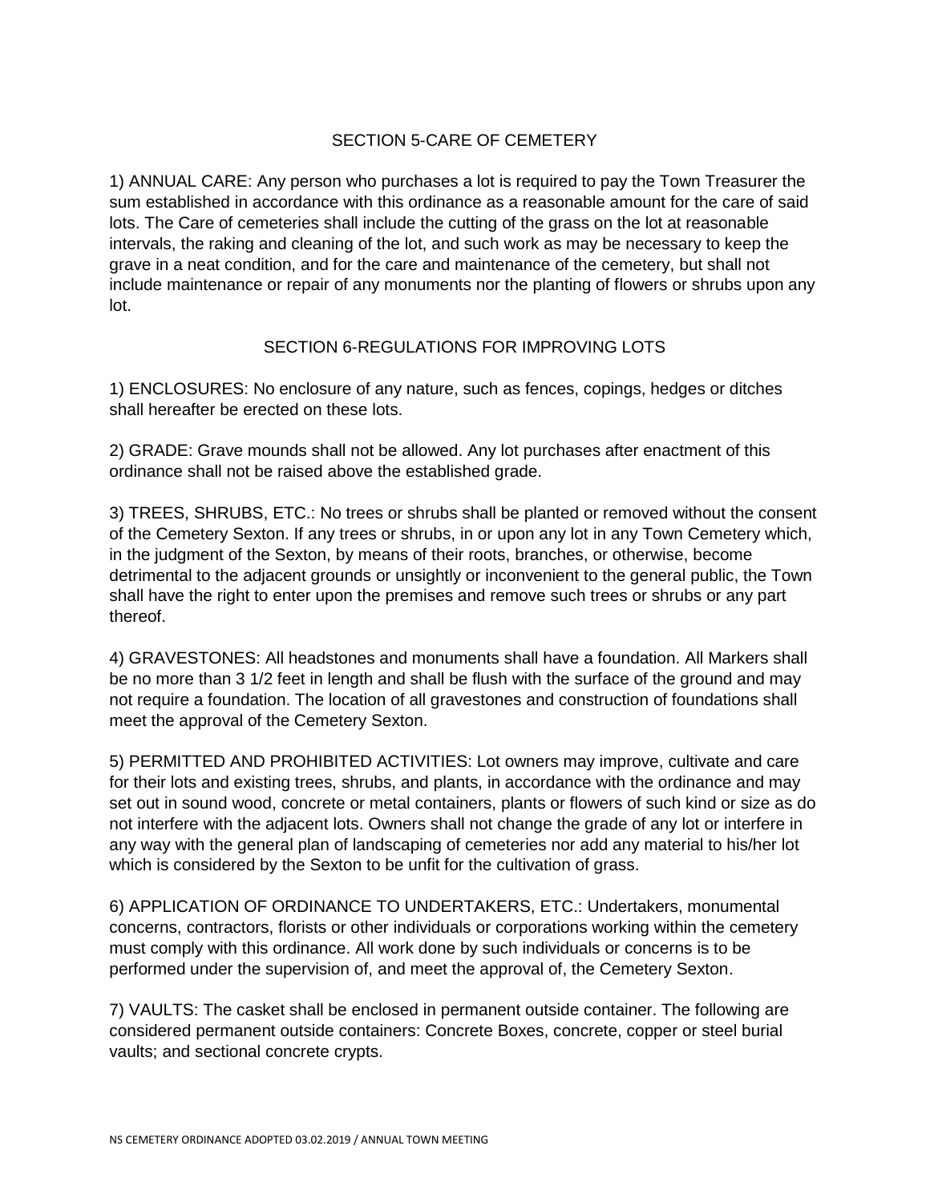## SECTION 5-CARE OF CEMETERY

1) ANNUAL CARE: Any person who purchases a lot is required to pay the Town Treasurer the sum established in accordance with this ordinance as a reasonable amount for the care of said lots. The Care of cemeteries shall include the cutting of the grass on the lot at reasonable intervals, the raking and cleaning of the lot, and such work as may be necessary to keep the grave in a neat condition, and for the care and maintenance of the cemetery, but shall not include maintenance or repair of any monuments nor the planting of flowers or shrubs upon any lot.

## SECTION 6-REGULATIONS FOR IMPROVING LOTS

1) ENCLOSURES: No enclosure of any nature, such as fences, copings, hedges or ditches shall hereafter be erected on these lots.

2) GRADE: Grave mounds shall not be allowed. Any lot purchases after enactment of this ordinance shall not be raised above the established grade.

3) TREES, SHRUBS, ETC.: No trees or shrubs shall be planted or removed without the consent of the Cemetery Sexton. If any trees or shrubs, in or upon any lot in any Town Cemetery which, in the judgment of the Sexton, by means of their roots, branches, or otherwise, become detrimental to the adjacent grounds or unsightly or inconvenient to the general public, the Town shall have the right to enter upon the premises and remove such trees or shrubs or any part thereof.

4) GRAVESTONES: All headstones and monuments shall have a foundation. All Markers shall be no more than 3 1/2 feet in length and shall be flush with the surface of the ground and may not require a foundation. The location of all gravestones and construction of foundations shall meet the approval of the Cemetery Sexton.

5) PERMITTED AND PROHIBITED ACTIVITIES: Lot owners may improve, cultivate and care for their lots and existing trees, shrubs, and plants, in accordance with the ordinance and may set out in sound wood, concrete or metal containers, plants or flowers of such kind or size as do not interfere with the adjacent lots. Owners shall not change the grade of any lot or interfere in any way with the general plan of landscaping of cemeteries nor add any material to his/her lot which is considered by the Sexton to be unfit for the cultivation of grass.

6) APPLICATION OF ORDINANCE TO UNDERTAKERS, ETC.: Undertakers, monumental concerns, contractors, florists or other individuals or corporations working within the cemetery must comply with this ordinance. All work done by such individuals or concerns is to be performed under the supervision of, and meet the approval of, the Cemetery Sexton.

7) VAULTS: The casket shall be enclosed in permanent outside container. The following are considered permanent outside containers: Concrete Boxes, concrete, copper or steel burial vaults; and sectional concrete crypts.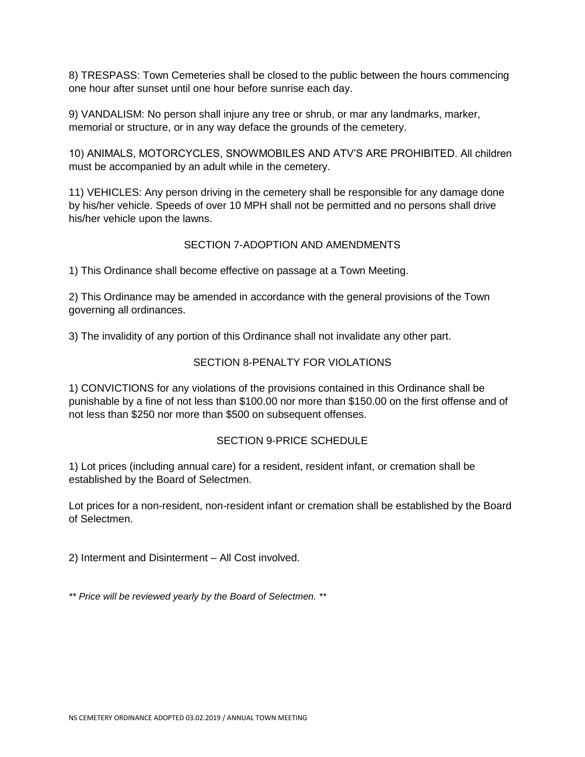8) TRESPASS: Town Cemeteries shall be closed to the public between the hours commencing one hour after sunset until one hour before sunrise each day.

9) VANDALISM: No person shall injure any tree or shrub, or mar any landmarks, marker, memorial or structure, or in any way deface the grounds of the cemetery.

10) ANIMALS, MOTORCYCLES, SNOWMOBILES AND ATV'S ARE PROHIBITED. All children must be accompanied by an adult while in the cemetery.

11) VEHICLES: Any person driving in the cemetery shall be responsible for any damage done by his/her vehicle. Speeds of over 10 MPH shall not be permitted and no persons shall drive his/her vehicle upon the lawns.

## SECTION 7-ADOPTION AND AMENDMENTS

1) This Ordinance shall become effective on passage at a Town Meeting.

2) This Ordinance may be amended in accordance with the general provisions of the Town governing all ordinances.

3) The invalidity of any portion of this Ordinance shall not invalidate any other part.

## SECTION 8-PENALTY FOR VIOLATIONS

1) CONVICTIONS for any violations of the provisions contained in this Ordinance shall be punishable by a fine of not less than $100.00 nor more than $150.00 on the first offense and of not less than $250 nor more than $500 on subsequent offenses.

## SECTION 9-PRICE SCHEDULE

1) Lot prices (including annual care) for a resident, resident infant, or cremation shall be established by the Board of Selectmen.

Lot prices for a non-resident, non-resident infant or cremation shall be established by the Board of Selectmen.

2) Interment and Disinterment – All Cost involved.

*** Price will be reviewed yearly by the Board of Selectmen. ***

NS CEMETERY ORDINANCE ADOPTED 03.02.2019 / ANNUAL TOWN MEETING